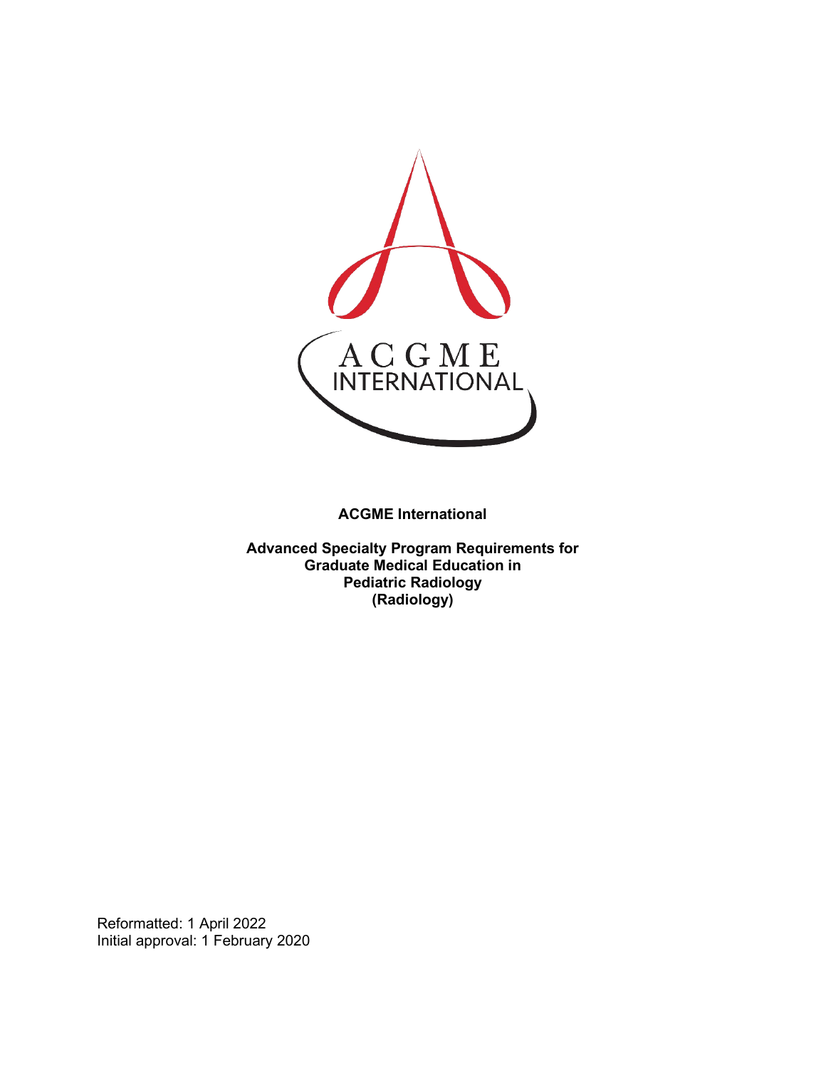**ACGME International**

**Advanced Specialty Program Requirements for Graduate Medical Education in Pediatric Radiology (Radiology)**

Reformatted: 1 April 2022
Initial approval: 1 February 2020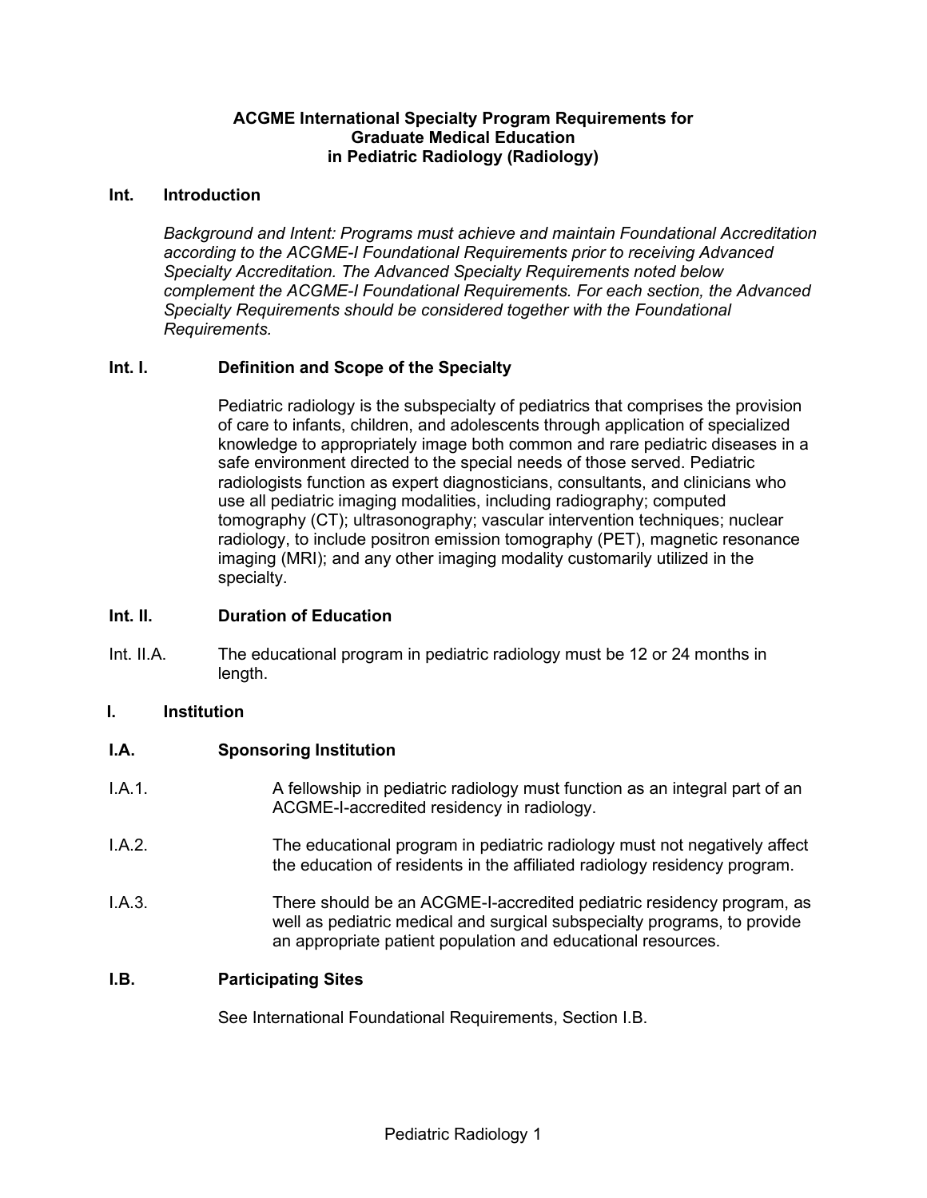# ACGME International Specialty Program Requirements for Graduate Medical Education in Pediatric Radiology (Radiology)

## Int. Introduction

*Background and Intent: Programs must achieve and maintain Foundational Accreditation according to the ACGME-I Foundational Requirements prior to receiving Advanced Specialty Accreditation. The Advanced Specialty Requirements noted below complement the ACGME-I Foundational Requirements. For each section, the Advanced Specialty Requirements should be considered together with the Foundational Requirements.*

### Int. I. Definition and Scope of the Specialty

Pediatric radiology is the subspecialty of pediatrics that comprises the provision of care to infants, children, and adolescents through application of specialized knowledge to appropriately image both common and rare pediatric diseases in a safe environment directed to the special needs of those served. Pediatric radiologists function as expert diagnosticians, consultants, and clinicians who use all pediatric imaging modalities, including radiography; computed tomography (CT); ultrasonography; vascular intervention techniques; nuclear radiology, to include positron emission tomography (PET), magnetic resonance imaging (MRI); and any other imaging modality customarily utilized in the specialty.

### Int. II. Duration of Education

Int. II.A. The educational program in pediatric radiology must be 12 or 24 months in length.

## I. Institution

### I.A. Sponsoring Institution

I.A.1. A fellowship in pediatric radiology must function as an integral part of an ACGME-I-accredited residency in radiology.

I.A.2. The educational program in pediatric radiology must not negatively affect the education of residents in the affiliated radiology residency program.

I.A.3. There should be an ACGME-I-accredited pediatric residency program, as well as pediatric medical and surgical subspecialty programs, to provide an appropriate patient population and educational resources.

### I.B. Participating Sites

See International Foundational Requirements, Section I.B.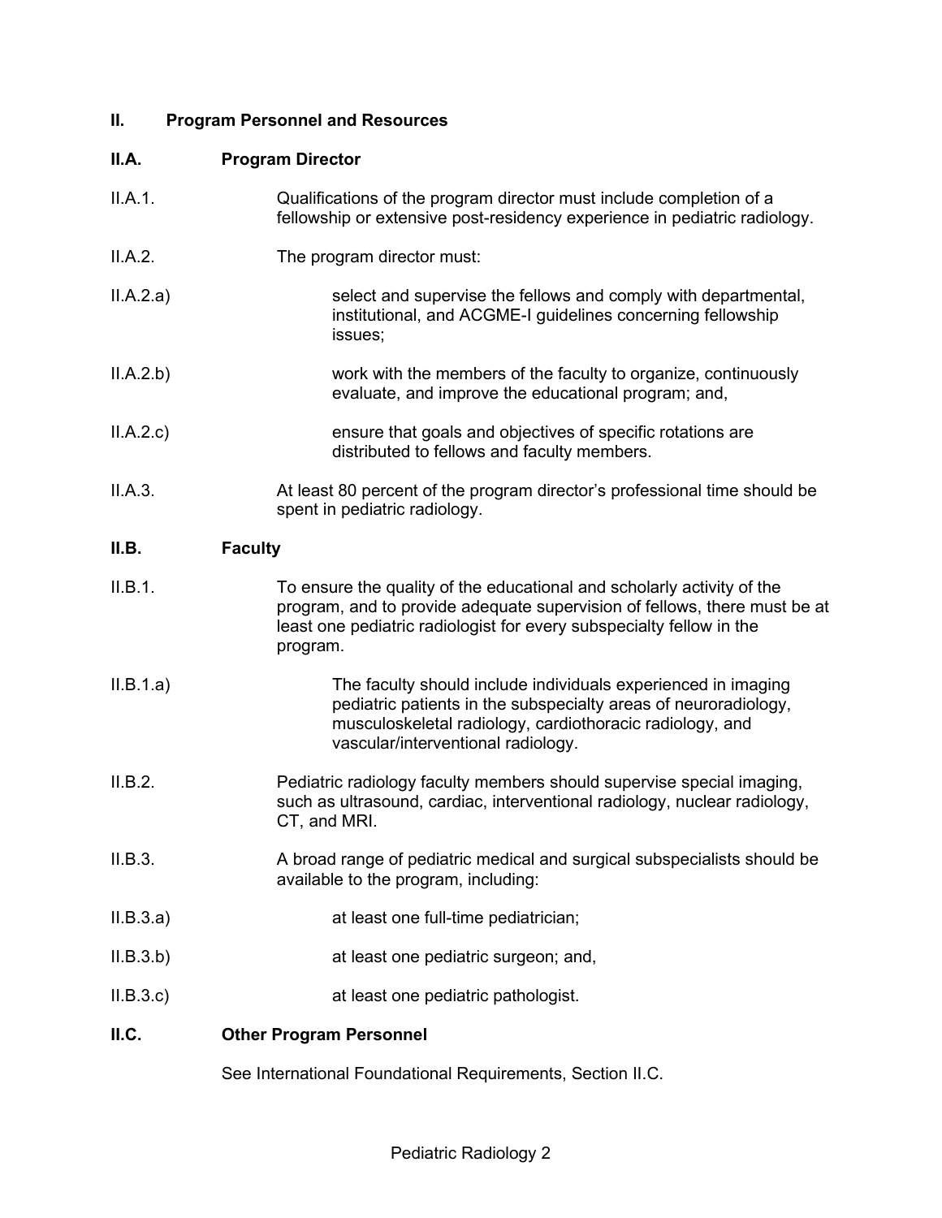## II. Program Personnel and Resources

### II.A. Program Director

II.A.1. Qualifications of the program director must include completion of a fellowship or extensive post-residency experience in pediatric radiology.

II.A.2. The program director must:

II.A.2.a) select and supervise the fellows and comply with departmental, institutional, and ACGME-I guidelines concerning fellowship issues;

II.A.2.b) work with the members of the faculty to organize, continuously evaluate, and improve the educational program; and,

II.A.2.c) ensure that goals and objectives of specific rotations are distributed to fellows and faculty members.

II.A.3. At least 80 percent of the program director's professional time should be spent in pediatric radiology.

### II.B. Faculty

II.B.1. To ensure the quality of the educational and scholarly activity of the program, and to provide adequate supervision of fellows, there must be at least one pediatric radiologist for every subspecialty fellow in the program.

II.B.1.a) The faculty should include individuals experienced in imaging pediatric patients in the subspecialty areas of neuroradiology, musculoskeletal radiology, cardiothoracic radiology, and vascular/interventional radiology.

II.B.2. Pediatric radiology faculty members should supervise special imaging, such as ultrasound, cardiac, interventional radiology, nuclear radiology, CT, and MRI.

II.B.3. A broad range of pediatric medical and surgical subspecialists should be available to the program, including:

II.B.3.a) at least one full-time pediatrician;

II.B.3.b) at least one pediatric surgeon; and,

II.B.3.c) at least one pediatric pathologist.

### II.C. Other Program Personnel

See International Foundational Requirements, Section II.C.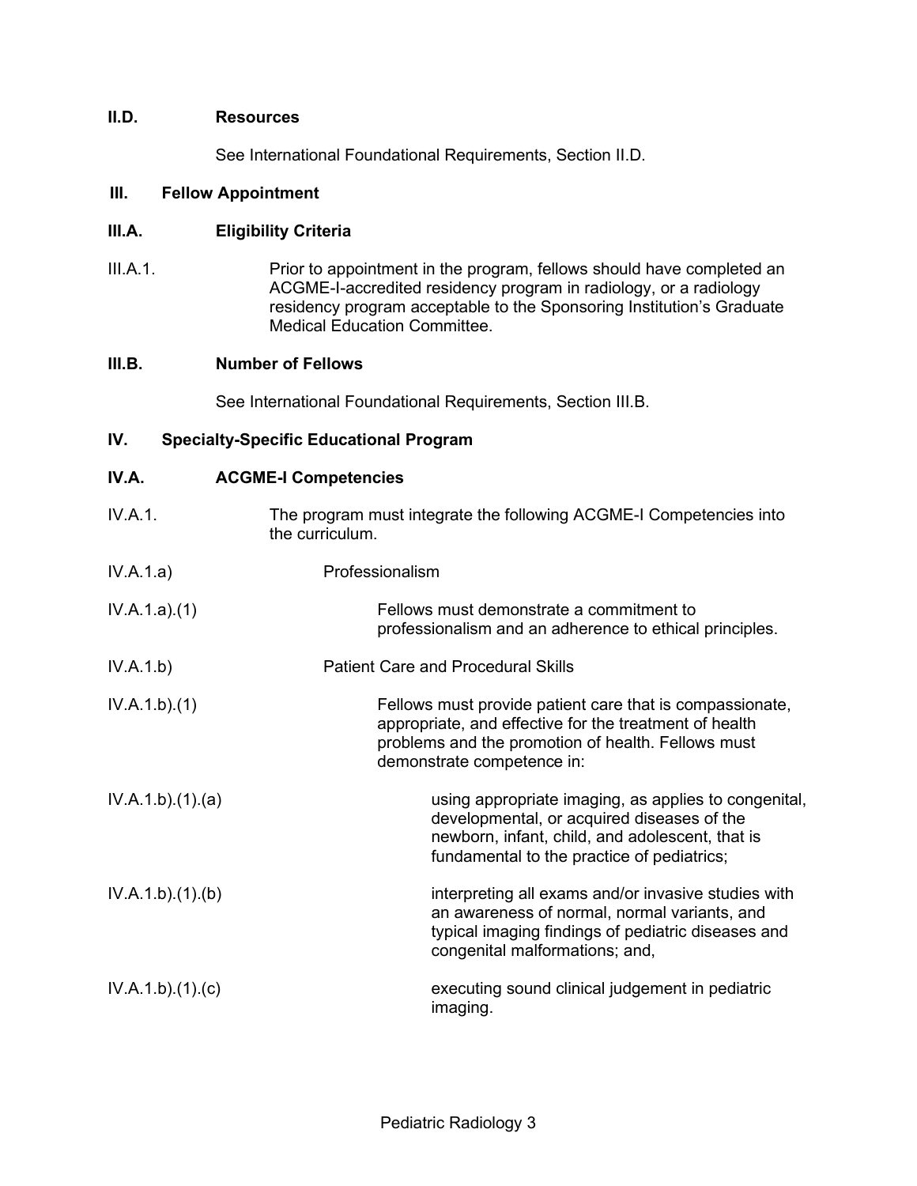**II.D. Resources**

See International Foundational Requirements, Section II.D.

**III. Fellow Appointment**

**III.A. Eligibility Criteria**

III.A.1. Prior to appointment in the program, fellows should have completed an ACGME-I-accredited residency program in radiology, or a radiology residency program acceptable to the Sponsoring Institution's Graduate Medical Education Committee.

**III.B. Number of Fellows**

See International Foundational Requirements, Section III.B.

**IV. Specialty-Specific Educational Program**

**IV.A. ACGME-I Competencies**

IV.A.1. The program must integrate the following ACGME-I Competencies into the curriculum.

IV.A.1.a) Professionalism

IV.A.1.a).(1) Fellows must demonstrate a commitment to professionalism and an adherence to ethical principles.

IV.A.1.b) Patient Care and Procedural Skills

IV.A.1.b).(1) Fellows must provide patient care that is compassionate, appropriate, and effective for the treatment of health problems and the promotion of health. Fellows must demonstrate competence in:

IV.A.1.b).(1).(a) using appropriate imaging, as applies to congenital, developmental, or acquired diseases of the newborn, infant, child, and adolescent, that is fundamental to the practice of pediatrics;

IV.A.1.b).(1).(b) interpreting all exams and/or invasive studies with an awareness of normal, normal variants, and typical imaging findings of pediatric diseases and congenital malformations; and,

IV.A.1.b).(1).(c) executing sound clinical judgement in pediatric imaging.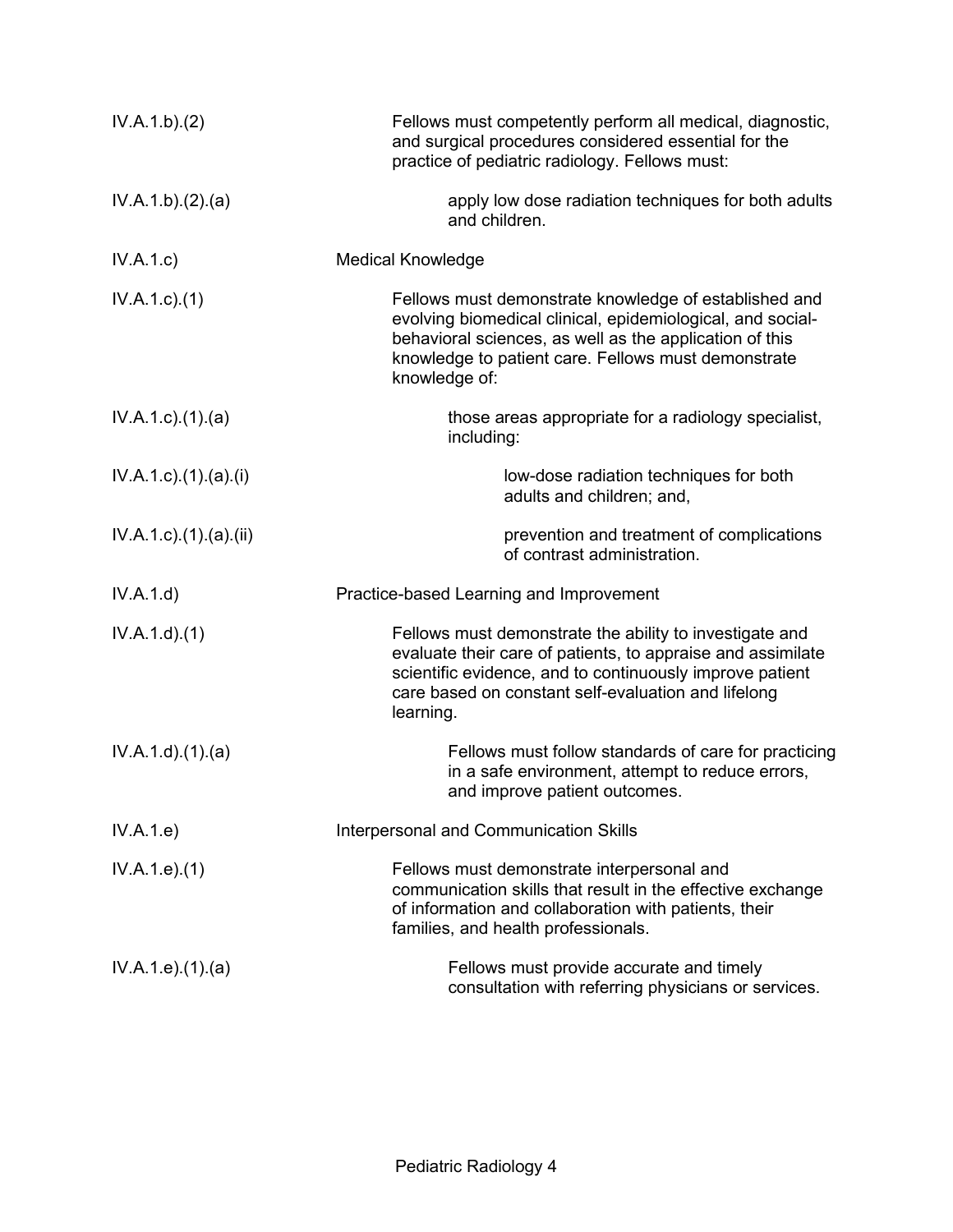| | |
|---|---|
| IV.A.1.b).(2) | Fellows must competently perform all medical, diagnostic, and surgical procedures considered essential for the practice of pediatric radiology. Fellows must: |
| IV.A.1.b).(2).(a) | apply low dose radiation techniques for both adults and children. |
| IV.A.1.c) | Medical Knowledge |
| IV.A.1.c).(1) | Fellows must demonstrate knowledge of established and evolving biomedical clinical, epidemiological, and social-behavioral sciences, as well as the application of this knowledge to patient care. Fellows must demonstrate knowledge of: |
| IV.A.1.c).(1).(a) | those areas appropriate for a radiology specialist, including: |
| IV.A.1.c).(1).(a).(i) | low-dose radiation techniques for both adults and children; and, |
| IV.A.1.c).(1).(a).(ii) | prevention and treatment of complications of contrast administration. |
| IV.A.1.d) | Practice-based Learning and Improvement |
| IV.A.1.d).(1) | Fellows must demonstrate the ability to investigate and evaluate their care of patients, to appraise and assimilate scientific evidence, and to continuously improve patient care based on constant self-evaluation and lifelong learning. |
| IV.A.1.d).(1).(a) | Fellows must follow standards of care for practicing in a safe environment, attempt to reduce errors, and improve patient outcomes. |
| IV.A.1.e) | Interpersonal and Communication Skills |
| IV.A.1.e).(1) | Fellows must demonstrate interpersonal and communication skills that result in the effective exchange of information and collaboration with patients, their families, and health professionals. |
| IV.A.1.e).(1).(a) | Fellows must provide accurate and timely consultation with referring physicians or services. |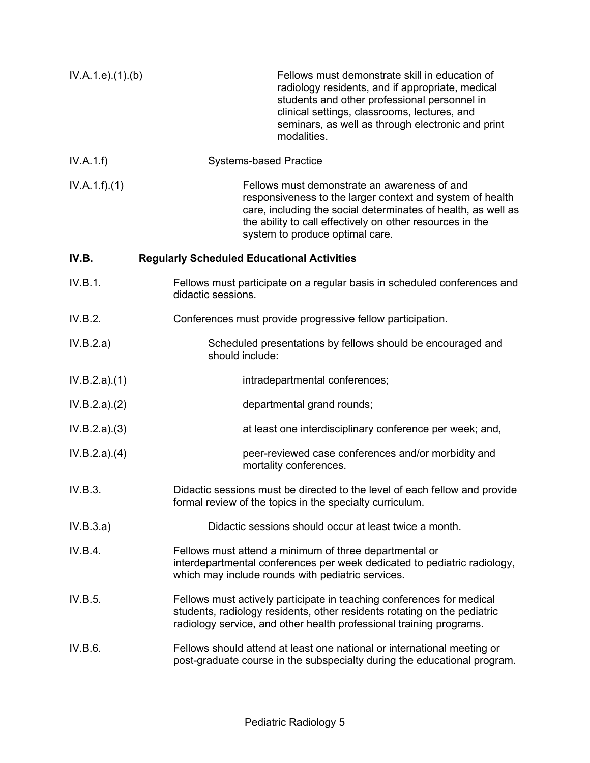IV.A.1.e).(1).(b) Fellows must demonstrate skill in education of radiology residents, and if appropriate, medical students and other professional personnel in clinical settings, classrooms, lectures, and seminars, as well as through electronic and print modalities.

IV.A.1.f) Systems-based Practice

IV.A.1.f).(1) Fellows must demonstrate an awareness of and responsiveness to the larger context and system of health care, including the social determinates of health, as well as the ability to call effectively on other resources in the system to produce optimal care.

**IV.B. Regularly Scheduled Educational Activities**

IV.B.1. Fellows must participate on a regular basis in scheduled conferences and didactic sessions.

IV.B.2. Conferences must provide progressive fellow participation.

IV.B.2.a) Scheduled presentations by fellows should be encouraged and should include:

IV.B.2.a).(1) intradepartmental conferences;

IV.B.2.a).(2) departmental grand rounds;

IV.B.2.a).(3) at least one interdisciplinary conference per week; and,

IV.B.2.a).(4) peer-reviewed case conferences and/or morbidity and mortality conferences.

IV.B.3. Didactic sessions must be directed to the level of each fellow and provide formal review of the topics in the specialty curriculum.

IV.B.3.a) Didactic sessions should occur at least twice a month.

IV.B.4. Fellows must attend a minimum of three departmental or interdepartmental conferences per week dedicated to pediatric radiology, which may include rounds with pediatric services.

IV.B.5. Fellows must actively participate in teaching conferences for medical students, radiology residents, other residents rotating on the pediatric radiology service, and other health professional training programs.

IV.B.6. Fellows should attend at least one national or international meeting or post-graduate course in the subspecialty during the educational program.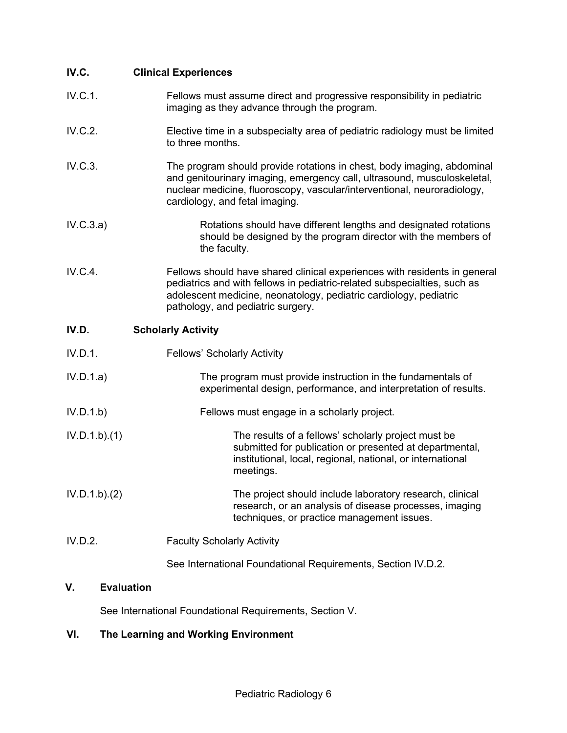**IV.C. Clinical Experiences**

IV.C.1. Fellows must assume direct and progressive responsibility in pediatric imaging as they advance through the program.

IV.C.2. Elective time in a subspecialty area of pediatric radiology must be limited to three months.

IV.C.3. The program should provide rotations in chest, body imaging, abdominal and genitourinary imaging, emergency call, ultrasound, musculoskeletal, nuclear medicine, fluoroscopy, vascular/interventional, neuroradiology, cardiology, and fetal imaging.

IV.C.3.a) Rotations should have different lengths and designated rotations should be designed by the program director with the members of the faculty.

IV.C.4. Fellows should have shared clinical experiences with residents in general pediatrics and with fellows in pediatric-related subspecialties, such as adolescent medicine, neonatology, pediatric cardiology, pediatric pathology, and pediatric surgery.

**IV.D. Scholarly Activity**

IV.D.1. Fellows' Scholarly Activity

IV.D.1.a) The program must provide instruction in the fundamentals of experimental design, performance, and interpretation of results.

IV.D.1.b) Fellows must engage in a scholarly project.

IV.D.1.b).(1) The results of a fellows' scholarly project must be submitted for publication or presented at departmental, institutional, local, regional, national, or international meetings.

IV.D.1.b).(2) The project should include laboratory research, clinical research, or an analysis of disease processes, imaging techniques, or practice management issues.

IV.D.2. Faculty Scholarly Activity

See International Foundational Requirements, Section IV.D.2.

## V. Evaluation

See International Foundational Requirements, Section V.

## VI. The Learning and Working Environment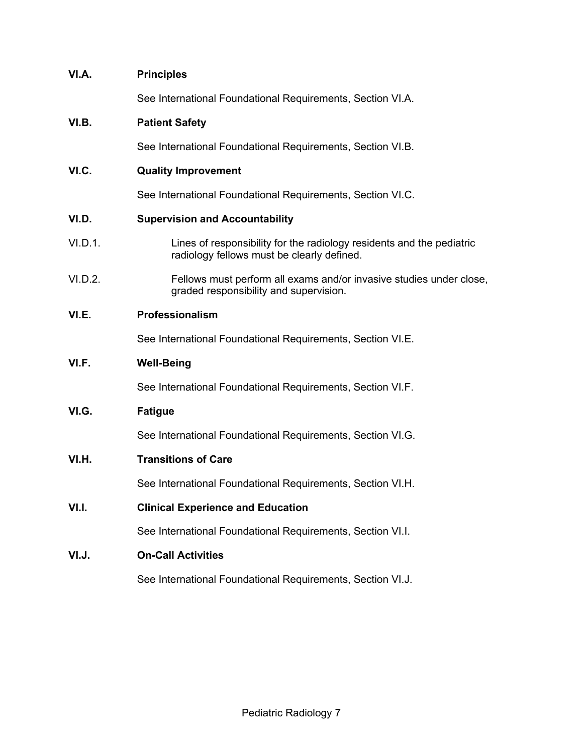**VI.A. Principles**

See International Foundational Requirements, Section VI.A.

**VI.B. Patient Safety**

See International Foundational Requirements, Section VI.B.

**VI.C. Quality Improvement**

See International Foundational Requirements, Section VI.C.

**VI.D. Supervision and Accountability**

VI.D.1. Lines of responsibility for the radiology residents and the pediatric radiology fellows must be clearly defined.

VI.D.2. Fellows must perform all exams and/or invasive studies under close, graded responsibility and supervision.

**VI.E. Professionalism**

See International Foundational Requirements, Section VI.E.

**VI.F. Well-Being**

See International Foundational Requirements, Section VI.F.

**VI.G. Fatigue**

See International Foundational Requirements, Section VI.G.

**VI.H. Transitions of Care**

See International Foundational Requirements, Section VI.H.

**VI.I. Clinical Experience and Education**

See International Foundational Requirements, Section VI.I.

**VI.J. On-Call Activities**

See International Foundational Requirements, Section VI.J.